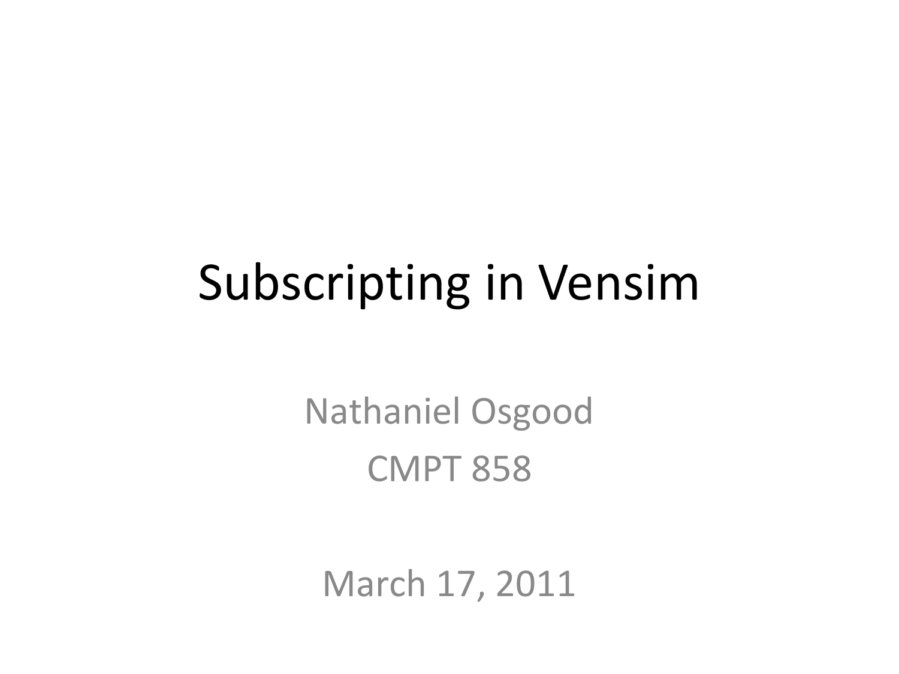# Subscripting in Vensim

Nathaniel Osgood

CMPT 858

March 17, 2011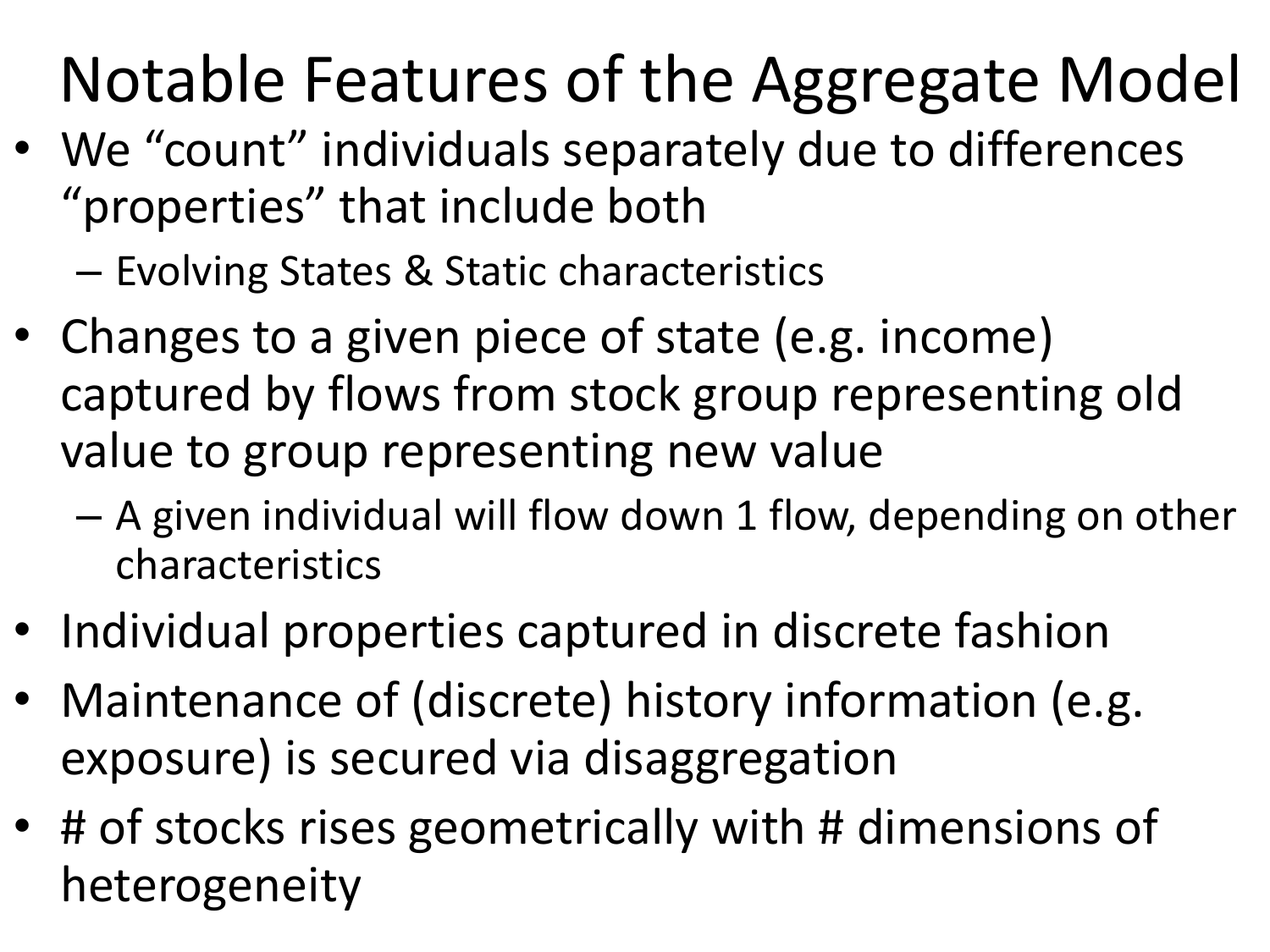# Notable Features of the Aggregate Model

- We “count” individuals separately due to differences “properties” that include both
  - Evolving States & Static characteristics
- Changes to a given piece of state (e.g. income) captured by flows from stock group representing old value to group representing new value
  - A given individual will flow down 1 flow, depending on other characteristics
- Individual properties captured in discrete fashion
- Maintenance of (discrete) history information (e.g. exposure) is secured via disaggregation
- # of stocks rises geometrically with # dimensions of heterogeneity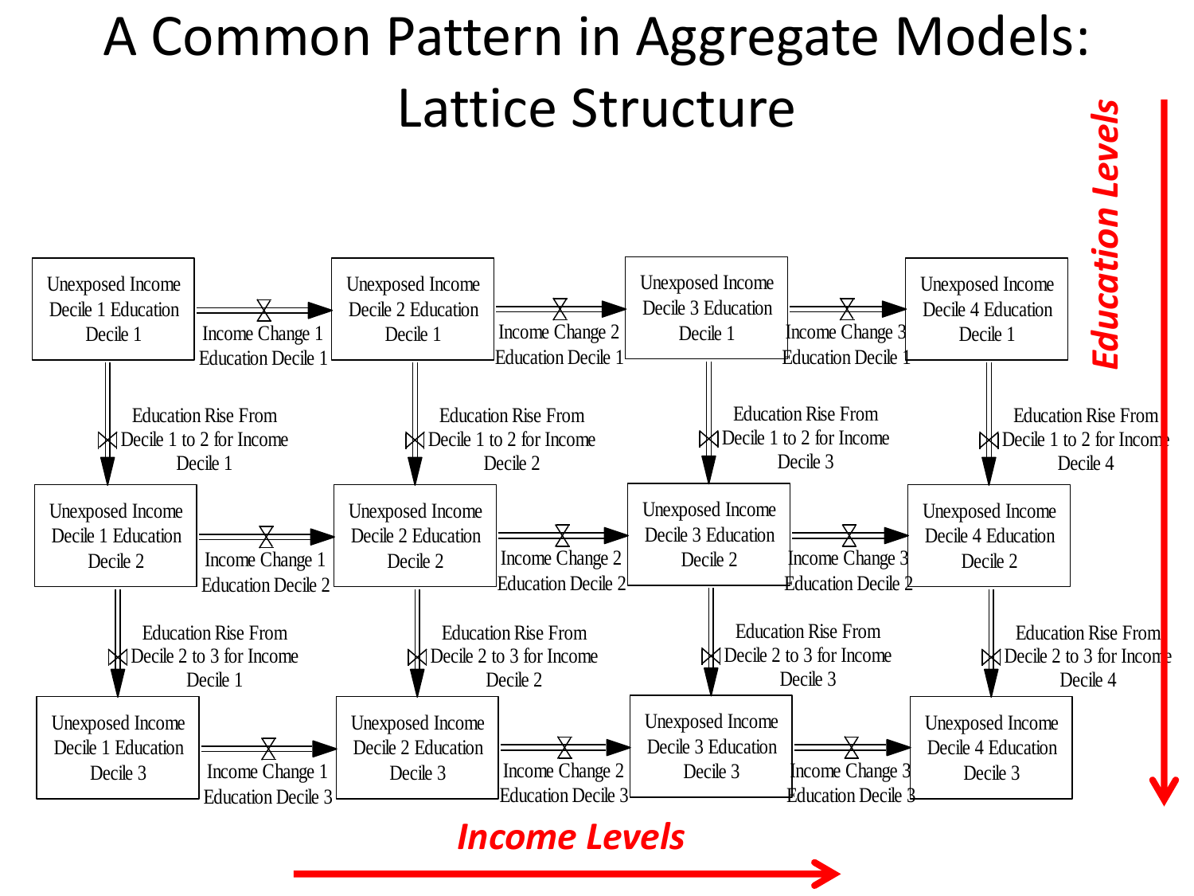# A Common Pattern in Aggregate Models: Lattice Structure

*Education Levels* (increasing downward)

| | Income Decile 1 | | Income Decile 2 | | Income Decile 3 | | Income Decile 4 |
|---|---|---|---|---|---|---|---|
| **Education Decile 1** | Unexposed Income Decile 1 Education Decile 1 | Income Change 1 Education Decile 1 → | Unexposed Income Decile 2 Education Decile 1 | Income Change 2 Education Decile 1 → | Unexposed Income Decile 3 Education Decile 1 | Income Change 3 Education Decile 1 → | Unexposed Income Decile 4 Education Decile 1 |
| | ↓ Education Rise From Decile 1 to 2 for Income Decile 1 | | ↓ Education Rise From Decile 1 to 2 for Income Decile 2 | | ↓ Education Rise From Decile 1 to 2 for Income Decile 3 | | ↓ Education Rise From Decile 1 to 2 for Income Decile 4 |
| **Education Decile 2** | Unexposed Income Decile 1 Education Decile 2 | Income Change 1 Education Decile 2 → | Unexposed Income Decile 2 Education Decile 2 | Income Change 2 Education Decile 2 → | Unexposed Income Decile 3 Education Decile 2 | Income Change 3 Education Decile 2 → | Unexposed Income Decile 4 Education Decile 2 |
| | ↓ Education Rise From Decile 2 to 3 for Income Decile 1 | | ↓ Education Rise From Decile 2 to 3 for Income Decile 2 | | ↓ Education Rise From Decile 2 to 3 for Income Decile 3 | | ↓ Education Rise From Decile 2 to 3 for Income Decile 4 |
| **Education Decile 3** | Unexposed Income Decile 1 Education Decile 3 | Income Change 1 Education Decile 3 → | Unexposed Income Decile 2 Education Decile 3 | Income Change 2 Education Decile 3 → | Unexposed Income Decile 3 Education Decile 3 | Income Change 3 Education Decile 3 → | Unexposed Income Decile 4 Education Decile 3 |

*Income Levels* (increasing to the right)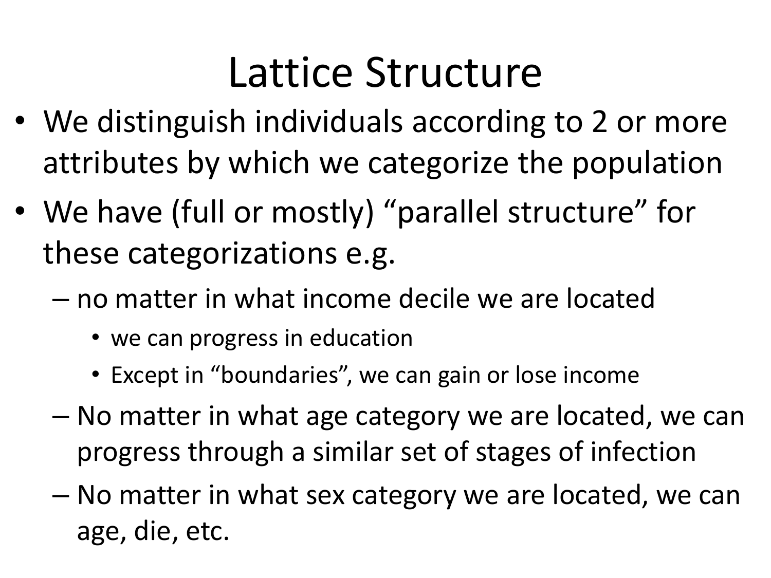# Lattice Structure

- We distinguish individuals according to 2 or more attributes by which we categorize the population
- We have (full or mostly) "parallel structure" for these categorizations e.g.
  - no matter in what income decile we are located
    - we can progress in education
    - Except in "boundaries", we can gain or lose income
  - No matter in what age category we are located, we can progress through a similar set of stages of infection
  - No matter in what sex category we are located, we can age, die, etc.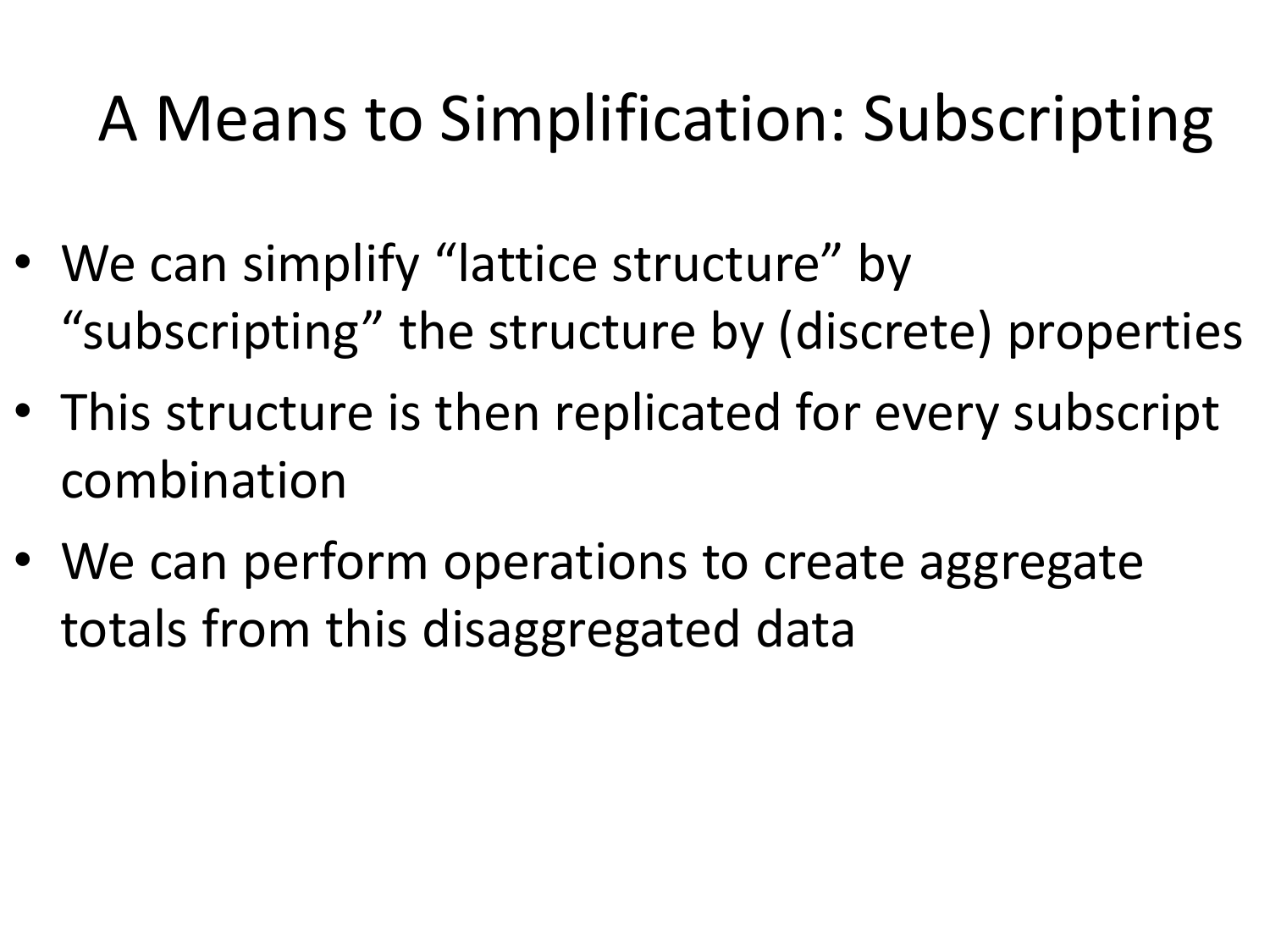# A Means to Simplification: Subscripting

- We can simplify "lattice structure" by "subscripting" the structure by (discrete) properties
- This structure is then replicated for every subscript combination
- We can perform operations to create aggregate totals from this disaggregated data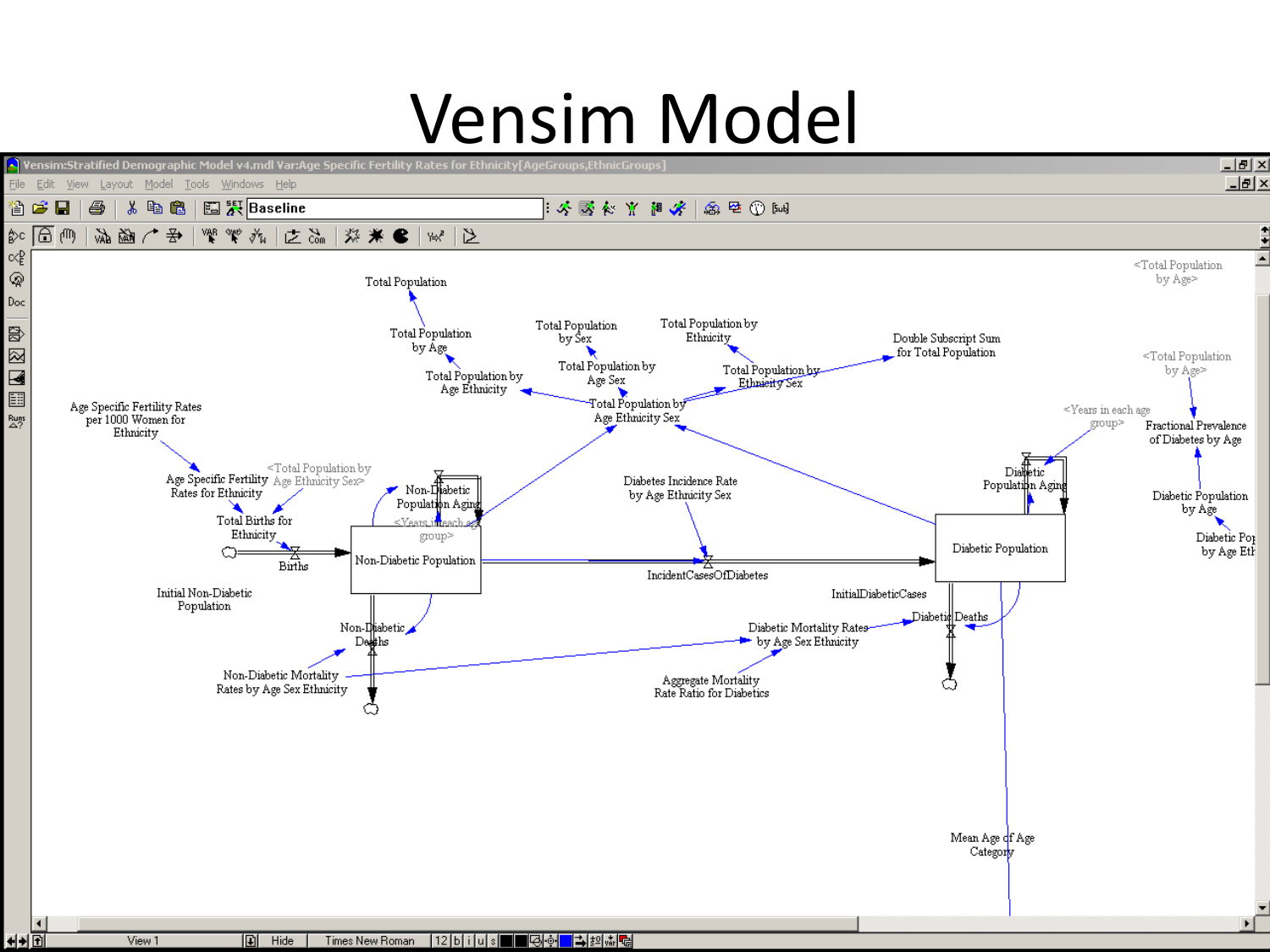# Vensim Model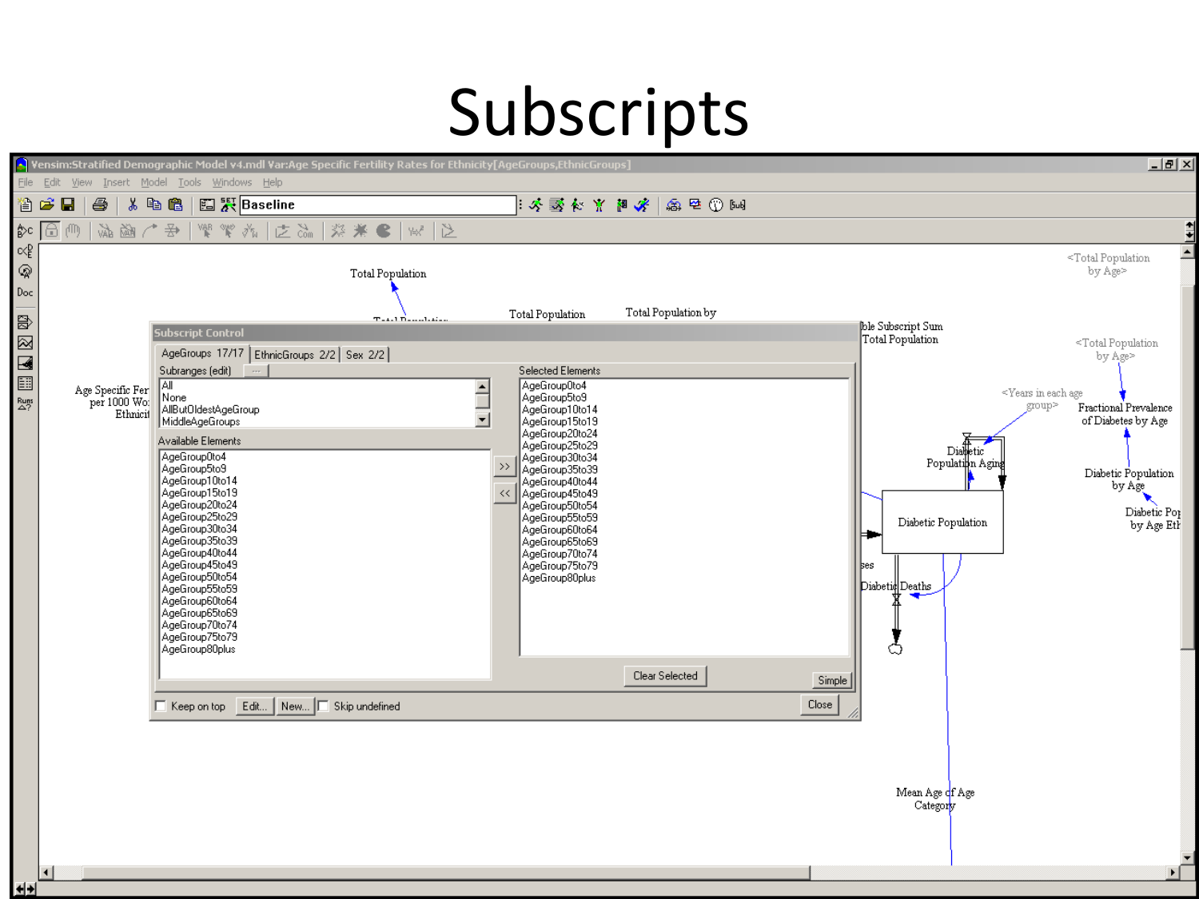# Subscripts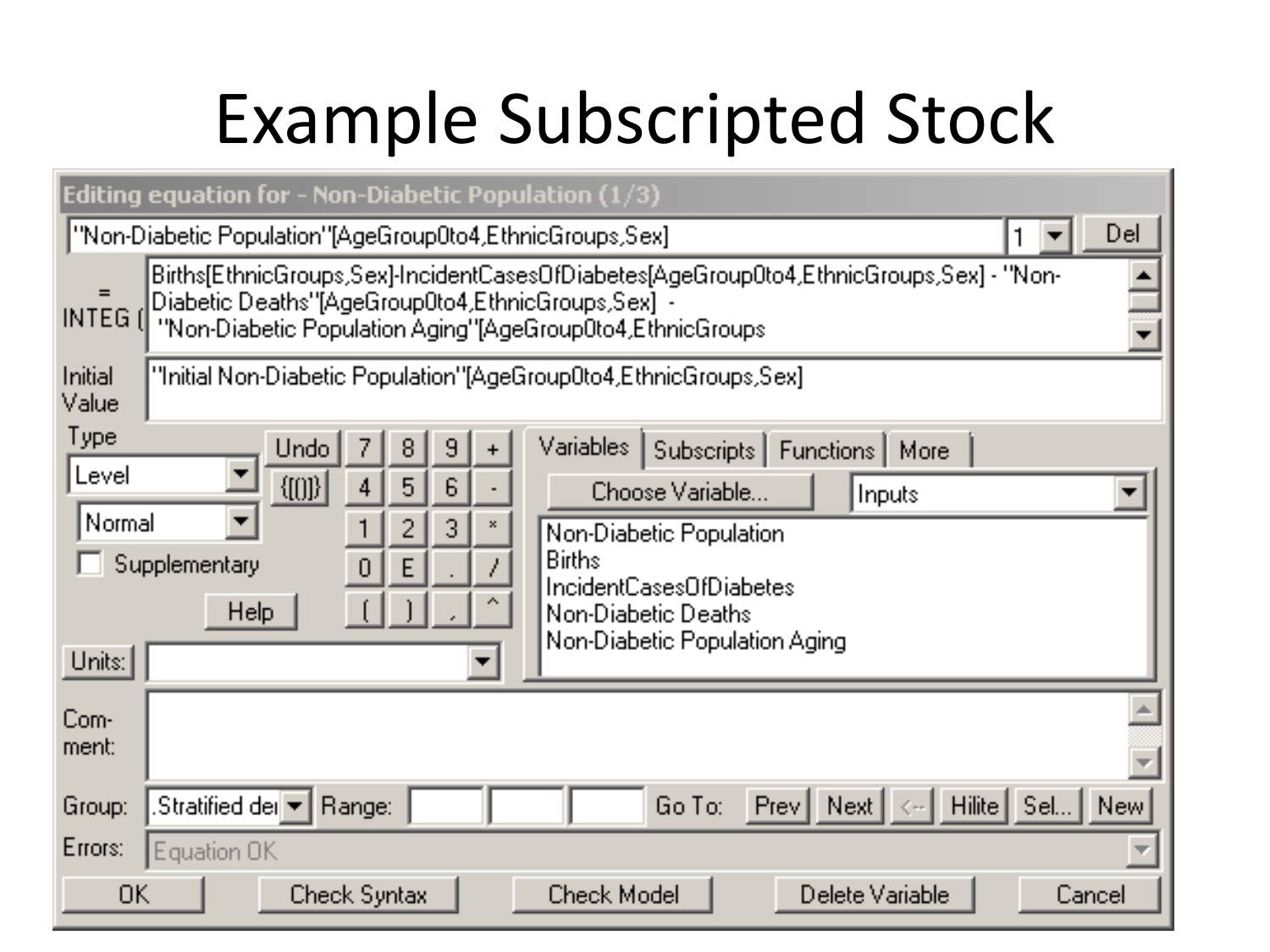# Example Subscripted Stock

**Editing equation for - Non-Diabetic Population (1/3)**

"Non-Diabetic Population"[AgeGroup0to4,EthnicGroups,Sex]

= INTEG (

```
Births[EthnicGroups,Sex]-IncidentCasesOfDiabetes[AgeGroup0to4,EthnicGroups,Sex] - "Non-Diabetic Deaths"[AgeGroup0to4,EthnicGroups,Sex] - "Non-Diabetic Population Aging"[AgeGroup0to4,EthnicGroups
```

Initial Value: "Initial Non-Diabetic Population"[AgeGroup0to4,EthnicGroups,Sex]

Type: Level, Normal, Supplementary

Variables | Subscripts | Functions | More

Choose Variable... Inputs

- Non-Diabetic Population
- Births
- IncidentCasesOfDiabetes
- Non-Diabetic Deaths
- Non-Diabetic Population Aging

Units:

Comment:

Group: .Stratified dei Range:

Errors: Equation OK

OK | Check Syntax | Check Model | Delete Variable | Cancel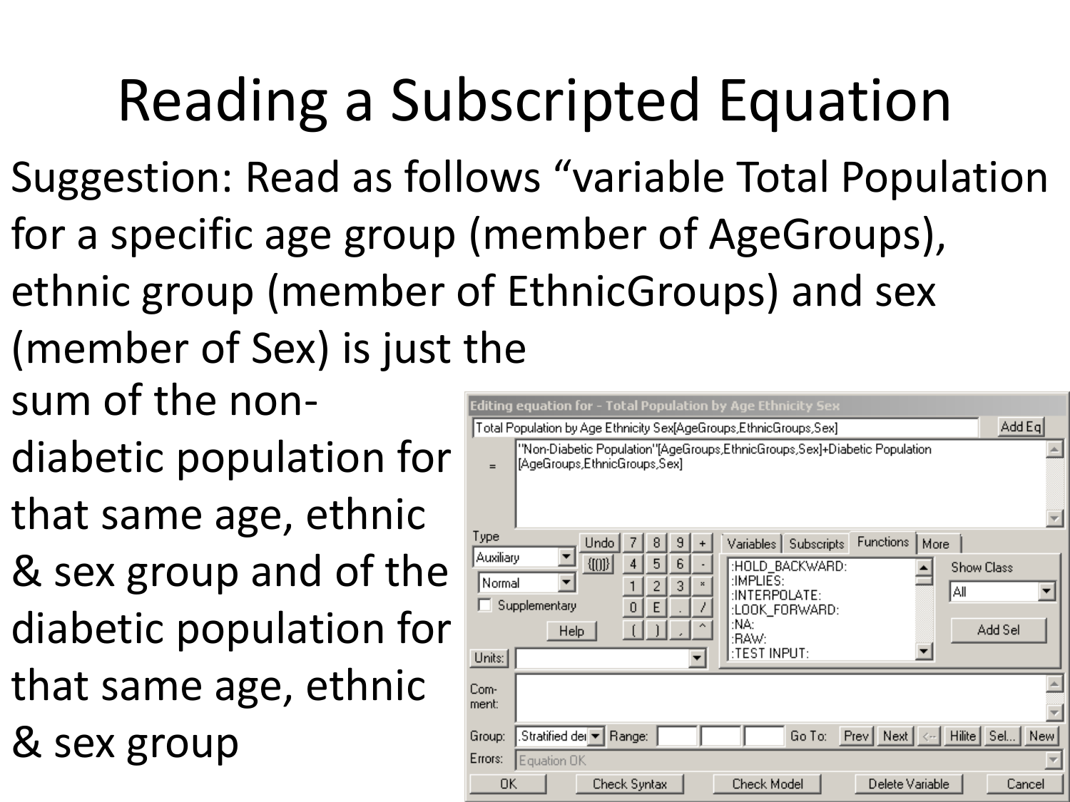# Reading a Subscripted Equation

Suggestion: Read as follows "variable Total Population for a specific age group (member of AgeGroups), ethnic group (member of EthnicGroups) and sex (member of Sex) is just the sum of the non-diabetic population for that same age, ethnic & sex group and of the diabetic population for that same age, ethnic & sex group

Editing equation for - Total Population by Age Ethnicity Sex

Total Population by Age Ethnicity Sex[AgeGroups,EthnicGroups,Sex]

= "Non-Diabetic Population"[AgeGroups,EthnicGroups,Sex]+Diabetic Population[AgeGroups,EthnicGroups,Sex]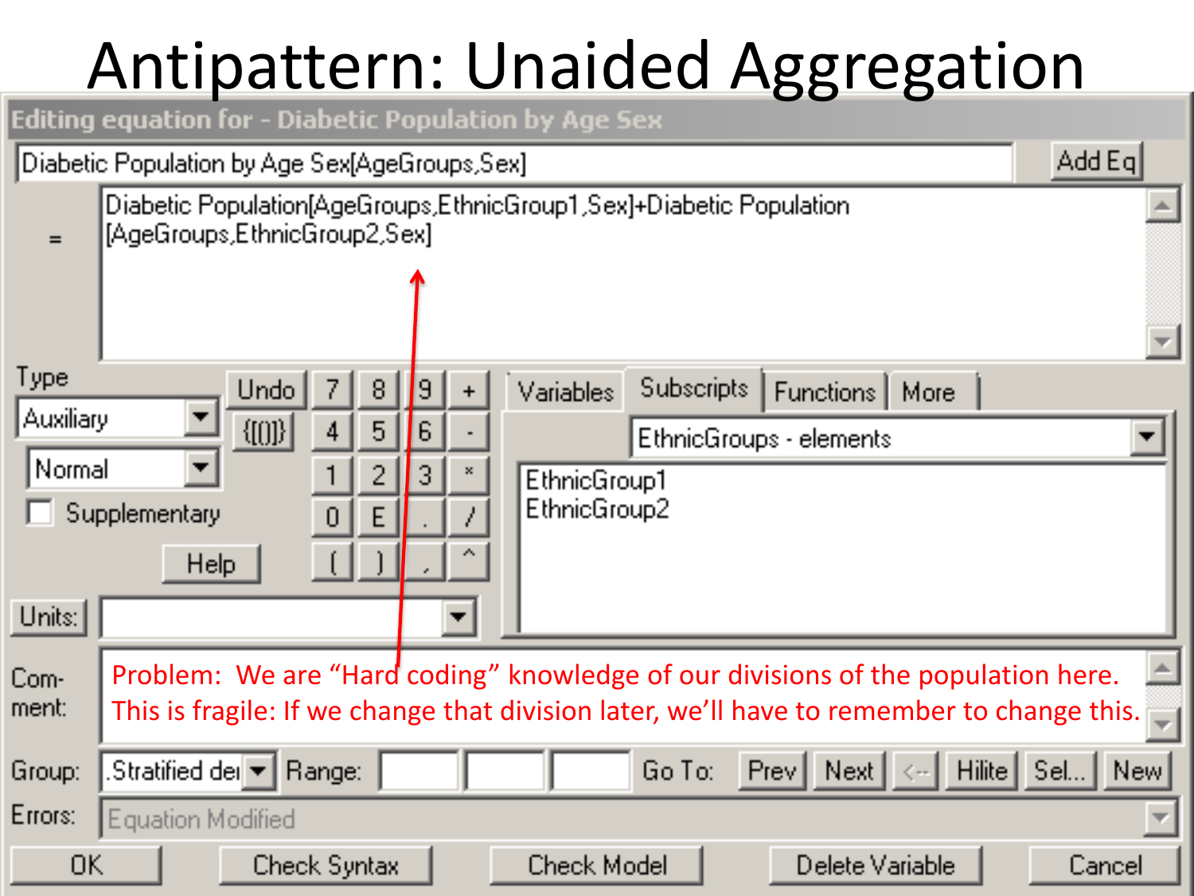# Antipattern: Unaided Aggregation

Editing equation for - Diabetic Population by Age Sex

Diabetic Population by Age Sex[AgeGroups,Sex]

=

Diabetic Population[AgeGroups,EthnicGroup1,Sex]+Diabetic Population[AgeGroups,EthnicGroup2,Sex]

Type: Auxiliary, Normal

Supplementary

Undo {[(]}} 7 8 9 + 4 5 6 - 1 2 3 * 0 E . / ( ) , ^

Help

Variables | Subscripts | Functions | More

EthnicGroups - elements

EthnicGroup1
EthnicGroup2

Units:

Comment: Problem: We are "Hard coding" knowledge of our divisions of the population here. This is fragile: If we change that division later, we'll have to remember to change this.

Group: .Stratified de | Range: | Go To: Prev | Next | <-- | Hilite | Sel... | New

Errors: Equation Modified

OK | Check Syntax | Check Model | Delete Variable | Cancel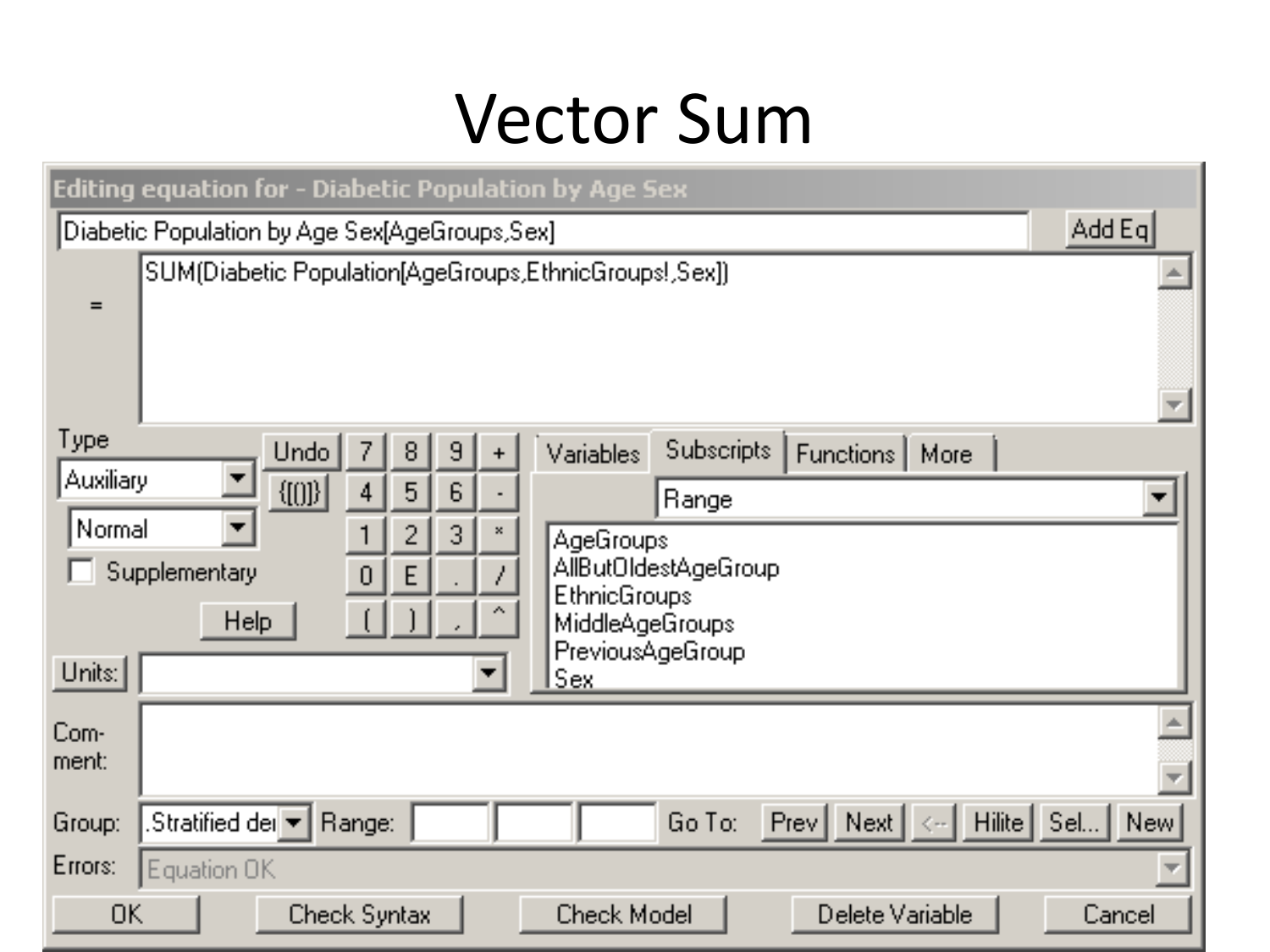# Vector Sum

Editing equation for - Diabetic Population by Age Sex

Diabetic Population by Age Sex[AgeGroups,Sex]

=

```
SUM(Diabetic Population[AgeGroups,EthnicGroups!,Sex])
```

Type: Auxiliary

Normal

Supplementary

Undo | 7 | 8 | 9 | + | {[(|)]} | 4 | 5 | 6 | - | 1 | 2 | 3 | * | 0 | E | . | / | ( | ) | , | ^

Help

Variables | Subscripts | Functions | More

Range

- AgeGroups
- AllButOldestAgeGroup
- EthnicGroups
- MiddleAgeGroups
- PreviousAgeGroup
- Sex

Units:

Com-ment:

Group: .Stratified der | Range: | Go To: Prev | Next | <-- | Hilite | Sel... | New

Errors: Equation OK

OK | Check Syntax | Check Model | Delete Variable | Cancel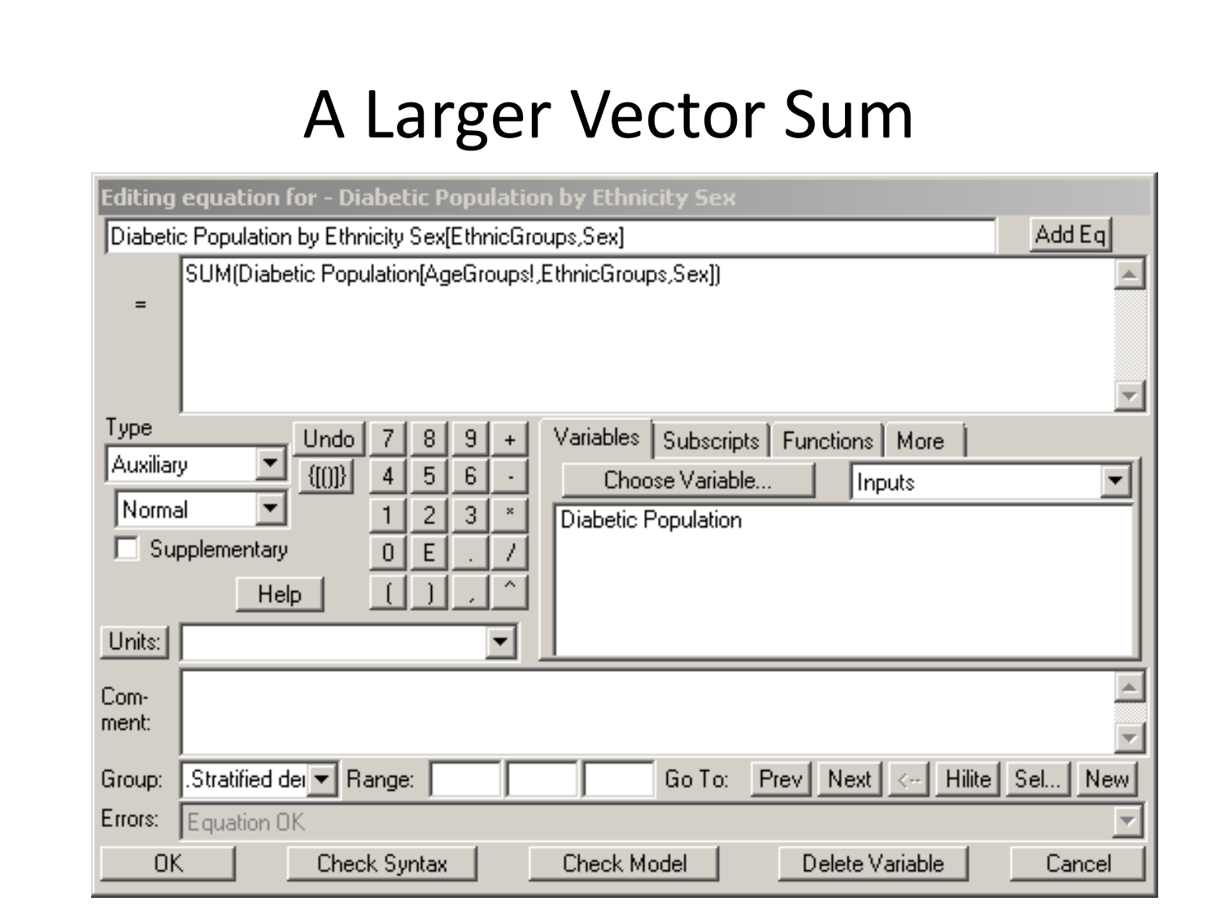# A Larger Vector Sum

Editing equation for - Diabetic Population by Ethnicity Sex

Diabetic Population by Ethnicity Sex[EthnicGroups,Sex]

=

```
SUM(Diabetic Population[AgeGroups!,EthnicGroups,Sex])
```

Type: Auxiliary

Normal

Supplementary

Units:

Variables | Subscripts | Functions | More

Choose Variable... | Inputs

Diabetic Population

Com-ment:

Group: .Stratified de

Range:

Go To: Prev | Next | <-- | Hilite | Sel... | New

Errors: Equation OK

OK | Check Syntax | Check Model | Delete Variable | Cancel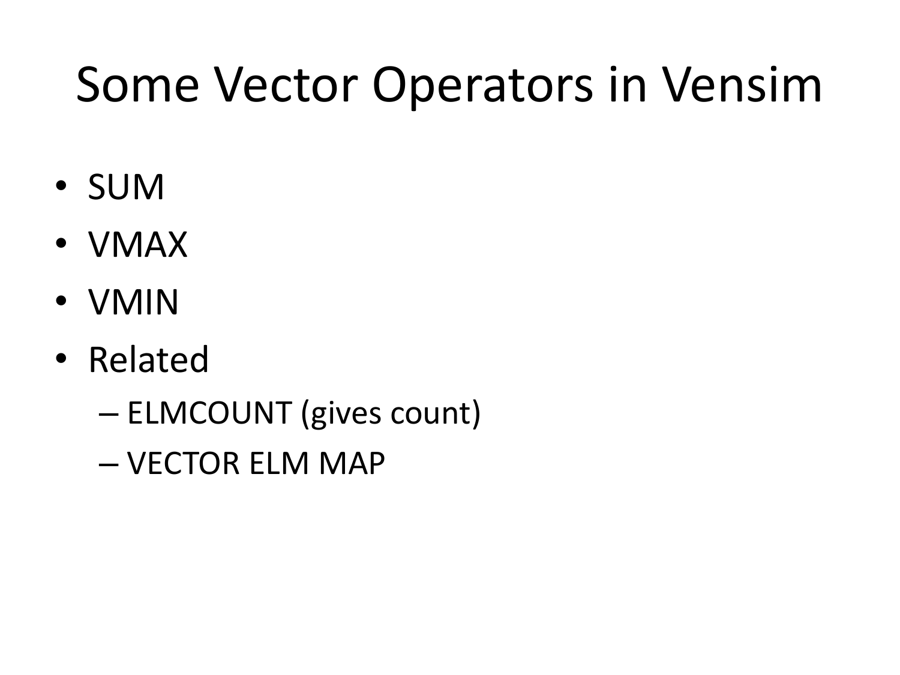# Some Vector Operators in Vensim

- SUM
- VMAX
- VMIN
- Related
  - ELMCOUNT (gives count)
  - VECTOR ELM MAP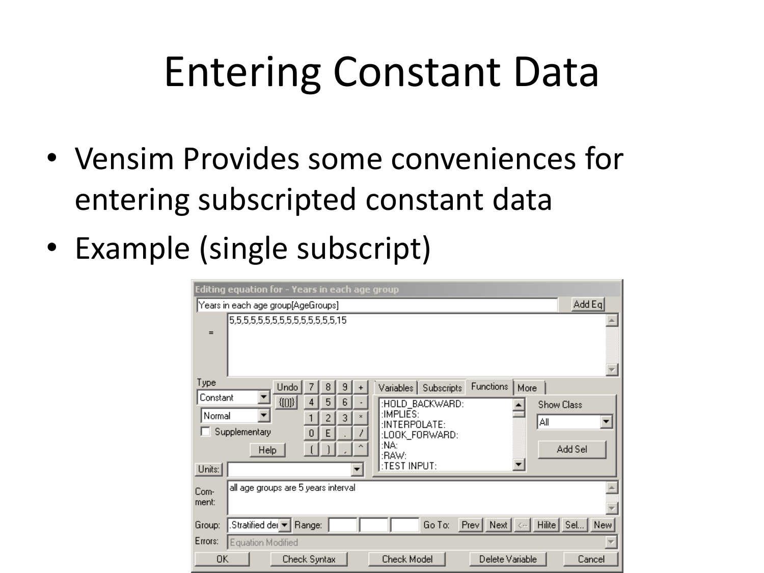# Entering Constant Data

- Vensim Provides some conveniences for entering subscripted constant data
- Example (single subscript)

Editing equation for - Years in each age group

Years in each age group[AgeGroups]

= 5,5,5,5,5,5,5,5,5,5,5,5,5,5,5,5,15

Type: Constant, Normal

Comment: all age groups are 5 years interval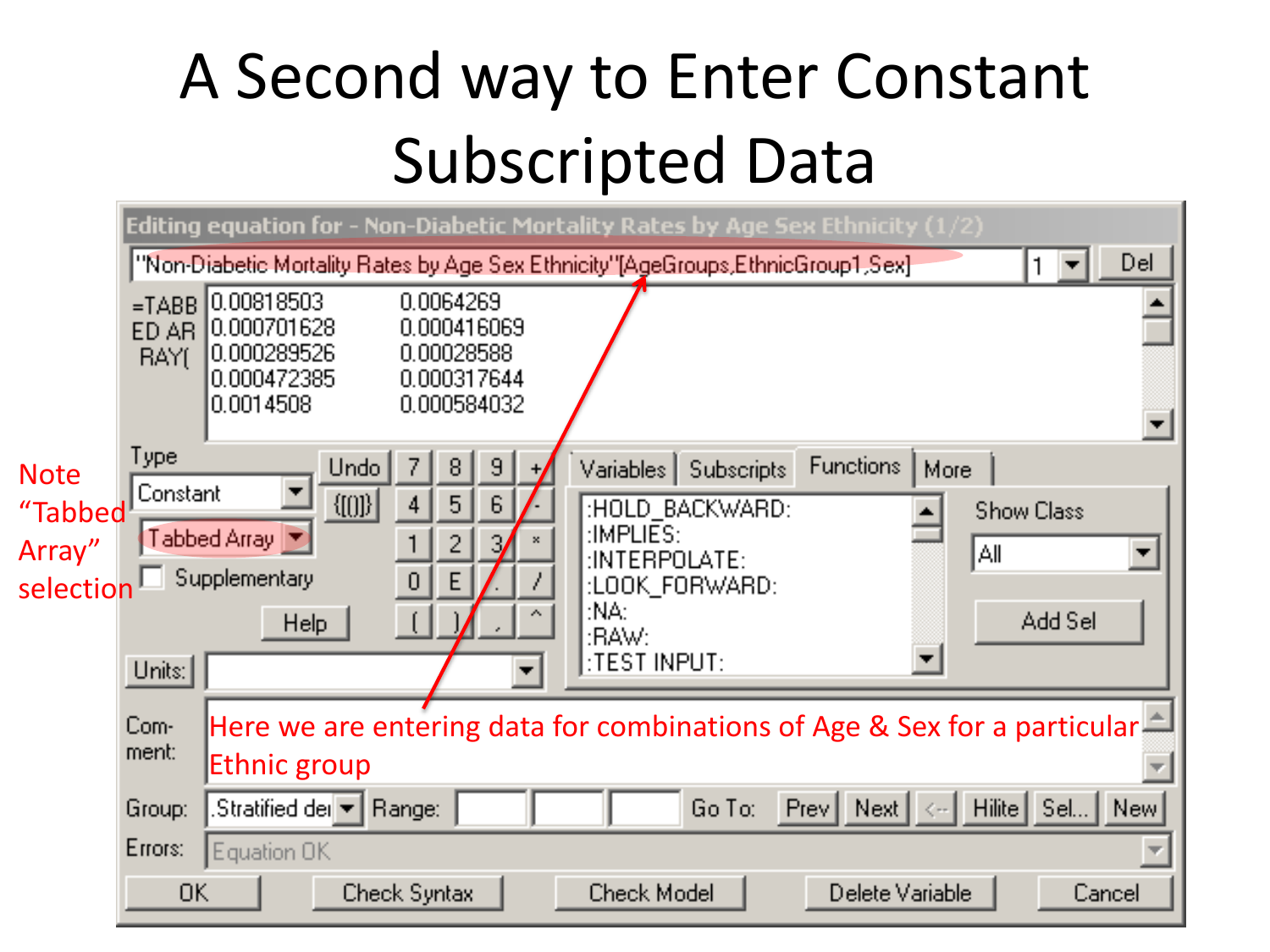# A Second way to Enter Constant Subscripted Data

Editing equation for - Non-Diabetic Mortality Rates by Age Sex Ethnicity (1/2)

"Non-Diabetic Mortality Rates by Age Sex Ethnicity"[AgeGroups,EthnicGroup1,Sex]

=TABBED ARRAY(

| | |
|---|---|
| 0.00818503 | 0.0064269 |
| 0.000701628 | 0.000416069 |
| 0.000289526 | 0.00028588 |
| 0.000472385 | 0.000317644 |
| 0.0014508 | 0.000584032 |

Type: Constant

Tabbed Array

Note "Tabbed Array" selection

Supplementary

Functions: :HOLD_BACKWARD: :IMPLIES: :INTERPOLATE: :LOOK_FORWARD: :NA: :RAW: :TEST INPUT:

Show Class: All

Comment: Here we are entering data for combinations of Age & Sex for a particular Ethnic group

Group: .Stratified de

Errors: Equation OK

OK | Check Syntax | Check Model | Delete Variable | Cancel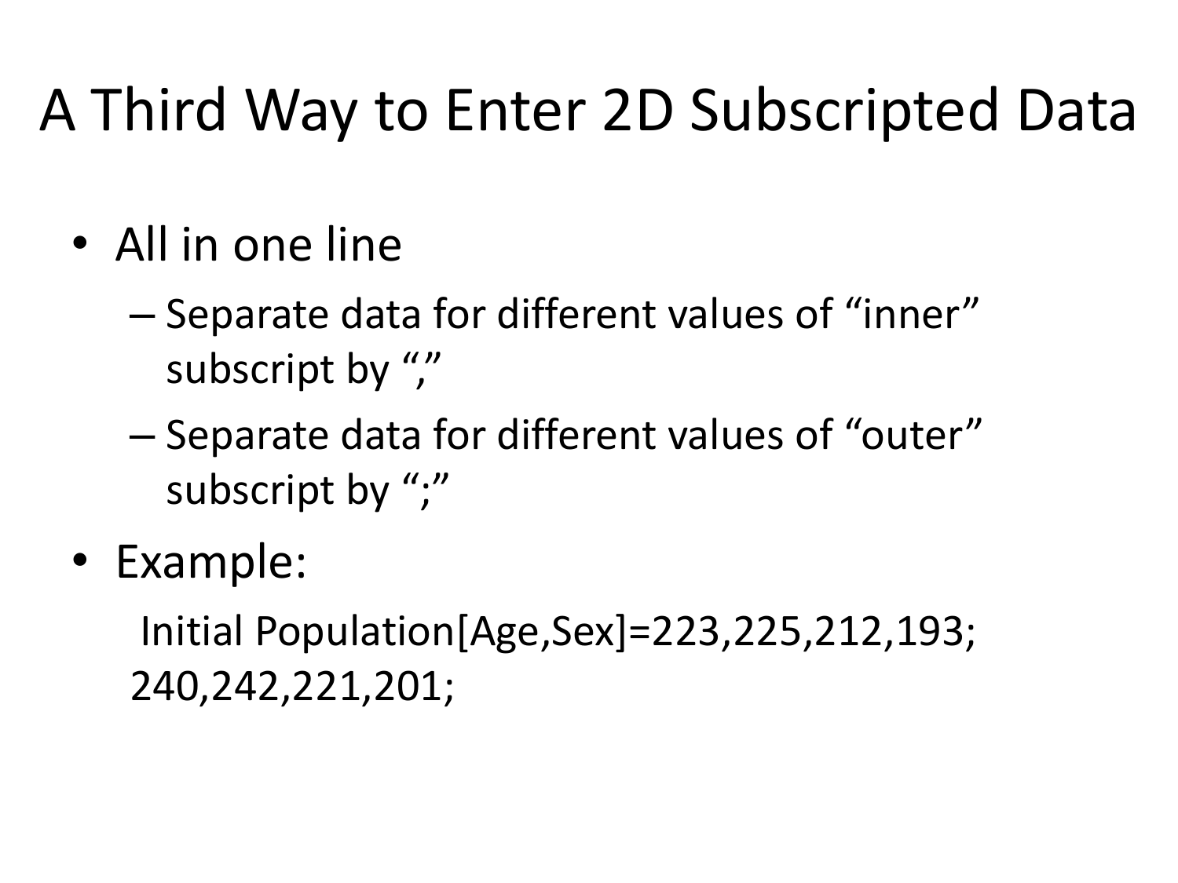# A Third Way to Enter 2D Subscripted Data

- All in one line
  - Separate data for different values of "inner" subscript by ","
  - Separate data for different values of "outer" subscript by ";"
- Example:

```
Initial Population[Age,Sex]=223,225,212,193;
240,242,221,201;
```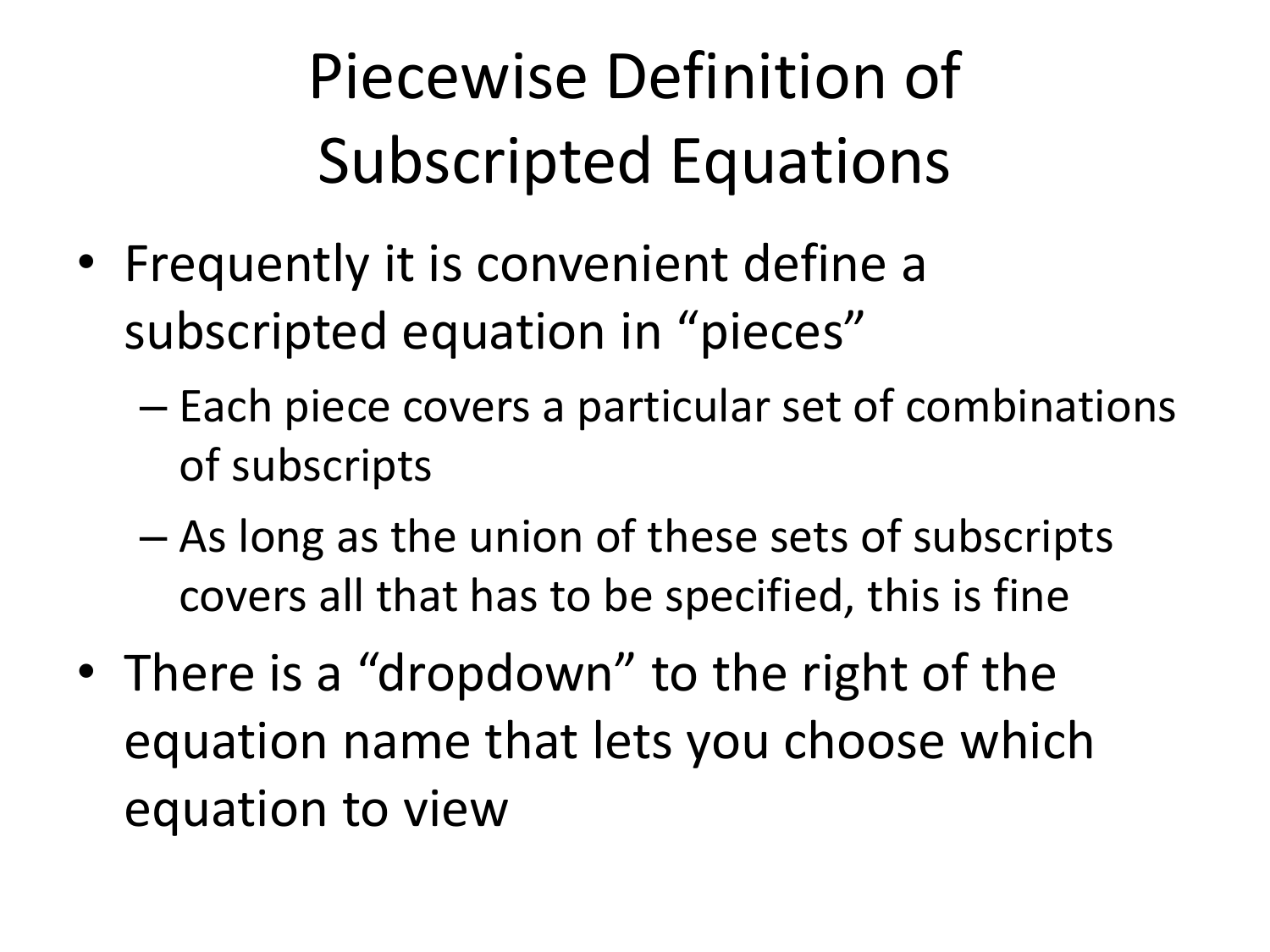# Piecewise Definition of Subscripted Equations

- Frequently it is convenient define a subscripted equation in “pieces”
  - Each piece covers a particular set of combinations of subscripts
  - As long as the union of these sets of subscripts covers all that has to be specified, this is fine
- There is a “dropdown” to the right of the equation name that lets you choose which equation to view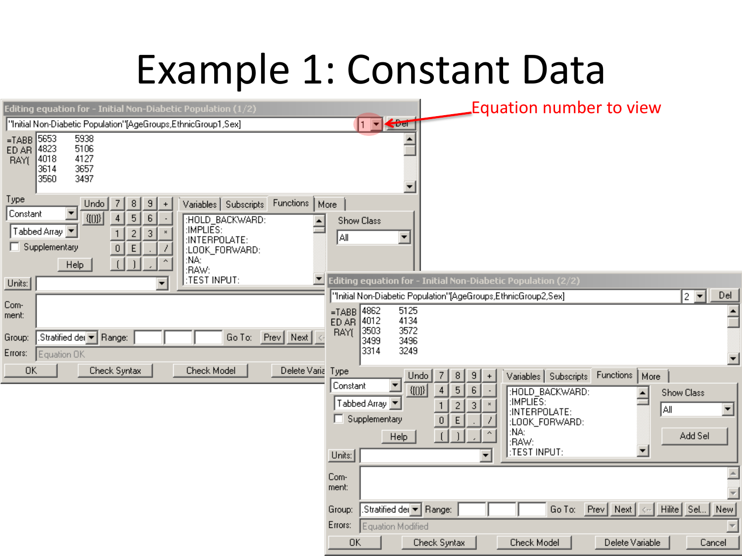# Example 1: Constant Data

Equation number to view

**Editing equation for - Initial Non-Diabetic Population (1/2)**

"Initial Non-Diabetic Population"[AgeGroups,EthnicGroup1,Sex]

=TABBED ARRAY(

| | |
|---|---|
| 5653 | 5938 |
| 4823 | 5106 |
| 4018 | 4127 |
| 3614 | 3657 |
| 3560 | 3497 |

**Editing equation for - Initial Non-Diabetic Population (2/2)**

"Initial Non-Diabetic Population"[AgeGroups,EthnicGroup2,Sex]

=TABBED ARRAY(

| | |
|---|---|
| 4862 | 5125 |
| 4012 | 4134 |
| 3503 | 3572 |
| 3499 | 3496 |
| 3314 | 3249 |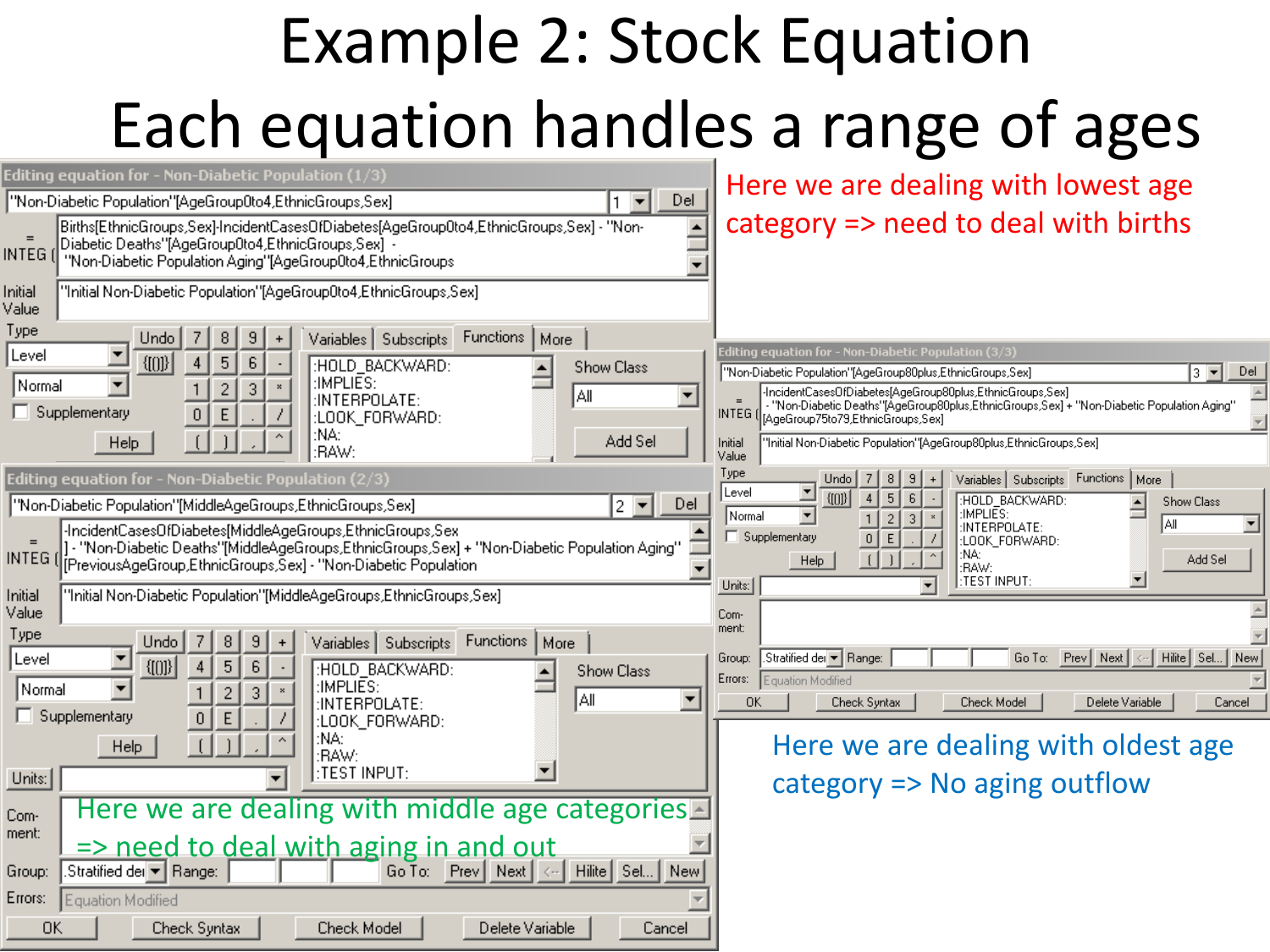# Example 2: Stock Equation

# Each equation handles a range of ages

**Editing equation for - Non-Diabetic Population (1/3)**

"Non-Diabetic Population"[AgeGroup0to4,EthnicGroups,Sex]

= INTEG (Births[EthnicGroups,Sex]-IncidentCasesOfDiabetes[AgeGroup0to4,EthnicGroups,Sex] - "Non-Diabetic Deaths"[AgeGroup0to4,EthnicGroups,Sex] - "Non-Diabetic Population Aging"[AgeGroup0to4,EthnicGroups

Initial Value: "Initial Non-Diabetic Population"[AgeGroup0to4,EthnicGroups,Sex]

Here we are dealing with lowest age category => need to deal with births

**Editing equation for - Non-Diabetic Population (2/3)**

"Non-Diabetic Population"[MiddleAgeGroups,EthnicGroups,Sex]

= INTEG (-IncidentCasesOfDiabetes[MiddleAgeGroups,EthnicGroups,Sex] - "Non-Diabetic Deaths"[MiddleAgeGroups,EthnicGroups,Sex] + "Non-Diabetic Population Aging"[PreviousAgeGroup,EthnicGroups,Sex] - "Non-Diabetic Population

Initial Value: "Initial Non-Diabetic Population"[MiddleAgeGroups,EthnicGroups,Sex]

Here we are dealing with middle age categories => need to deal with aging in and out

**Editing equation for - Non-Diabetic Population (3/3)**

"Non-Diabetic Population"[AgeGroup80plus,EthnicGroups,Sex]

= INTEG (-IncidentCasesOfDiabetes[AgeGroup80plus,EthnicGroups,Sex] - "Non-Diabetic Deaths"[AgeGroup80plus,EthnicGroups,Sex] + "Non-Diabetic Population Aging"[AgeGroup75to79,EthnicGroups,Sex]

Initial Value: "Initial Non-Diabetic Population"[AgeGroup80plus,EthnicGroups,Sex]

Here we are dealing with oldest age category => No aging outflow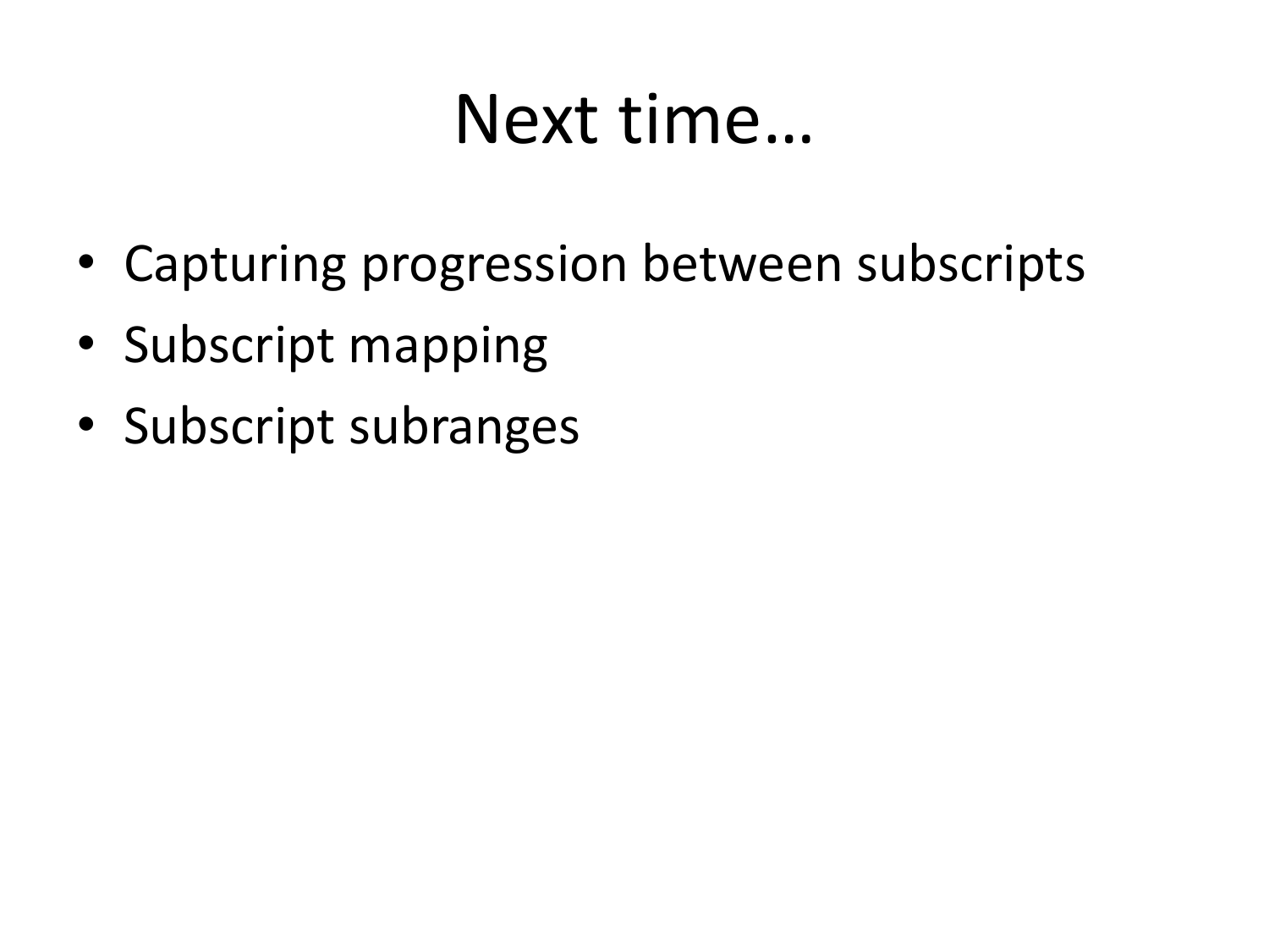# Next time…

- Capturing progression between subscripts
- Subscript mapping
- Subscript subranges